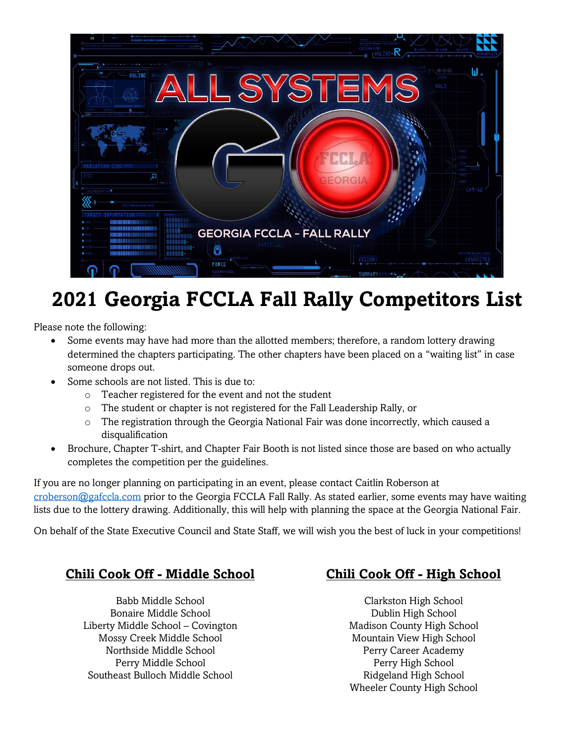# 2021 Georgia FCCLA Fall Rally Competitors List

Please note the following:

- Some events may have had more than the allotted members; therefore, a random lottery drawing determined the chapters participating. The other chapters have been placed on a "waiting list" in case someone drops out.
- Some schools are not listed. This is due to:
  - Teacher registered for the event and not the student
  - The student or chapter is not registered for the Fall Leadership Rally, or
  - The registration through the Georgia National Fair was done incorrectly, which caused a disqualification
- Brochure, Chapter T-shirt, and Chapter Fair Booth is not listed since those are based on who actually completes the competition per the guidelines.

If you are no longer planning on participating in an event, please contact Caitlin Roberson at croberson@gafccla.com prior to the Georgia FCCLA Fall Rally. As stated earlier, some events may have waiting lists due to the lottery drawing. Additionally, this will help with planning the space at the Georgia National Fair.

On behalf of the State Executive Council and State Staff, we will wish you the best of luck in your competitions!

## Chili Cook Off - Middle School

Babb Middle School
Bonaire Middle School
Liberty Middle School – Covington
Mossy Creek Middle School
Northside Middle School
Perry Middle School
Southeast Bulloch Middle School

## Chili Cook Off - High School

Clarkston High School
Dublin High School
Madison County High School
Mountain View High School
Perry Career Academy
Perry High School
Ridgeland High School
Wheeler County High School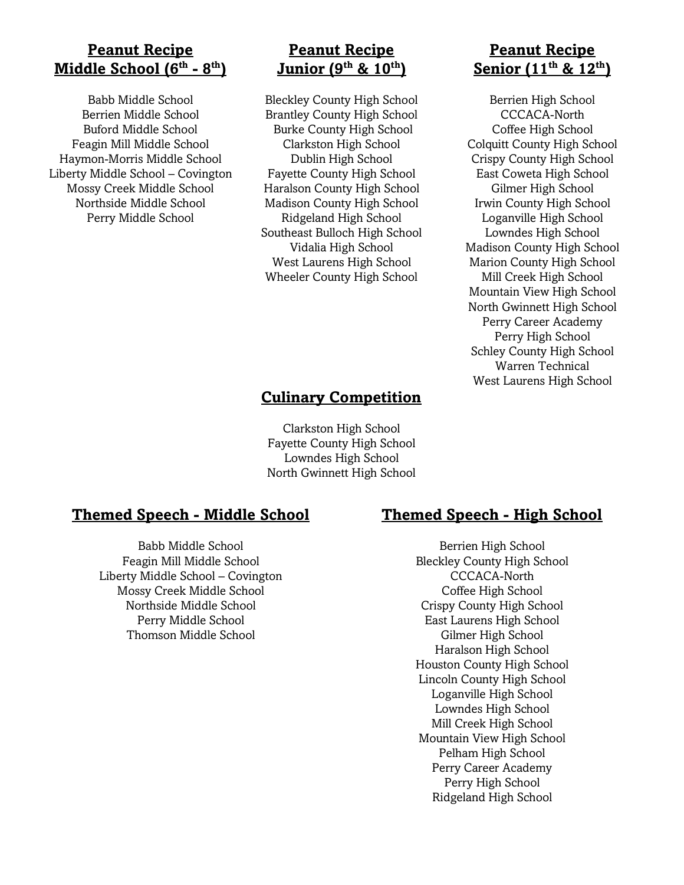## Peanut Recipe Middle School ($6^{th}$ - $8^{th}$)

Babb Middle School
Berrien Middle School
Buford Middle School
Feagin Mill Middle School
Haymon-Morris Middle School
Liberty Middle School – Covington
Mossy Creek Middle School
Northside Middle School
Perry Middle School

## Peanut Recipe Junior ($9^{th}$ & $10^{th}$)

Bleckley County High School
Brantley County High School
Burke County High School
Clarkston High School
Dublin High School
Fayette County High School
Haralson County High School
Madison County High School
Ridgeland High School
Southeast Bulloch High School
Vidalia High School
West Laurens High School
Wheeler County High School

## Peanut Recipe Senior ($11^{th}$ & $12^{th}$)

Berrien High School
CCCACA-North
Coffee High School
Colquitt County High School
Crispy County High School
East Coweta High School
Gilmer High School
Irwin County High School
Loganville High School
Lowndes High School
Madison County High School
Marion County High School
Mill Creek High School
Mountain View High School
North Gwinnett High School
Perry Career Academy
Perry High School
Schley County High School
Warren Technical
West Laurens High School

## Culinary Competition

Clarkston High School
Fayette County High School
Lowndes High School
North Gwinnett High School

## Themed Speech - Middle School

Babb Middle School
Feagin Mill Middle School
Liberty Middle School – Covington
Mossy Creek Middle School
Northside Middle School
Perry Middle School
Thomson Middle School

## Themed Speech - High School

Berrien High School
Bleckley County High School
CCCACA-North
Coffee High School
Crispy County High School
East Laurens High School
Gilmer High School
Haralson High School
Houston County High School
Lincoln County High School
Loganville High School
Lowndes High School
Mill Creek High School
Mountain View High School
Pelham High School
Perry Career Academy
Perry High School
Ridgeland High School